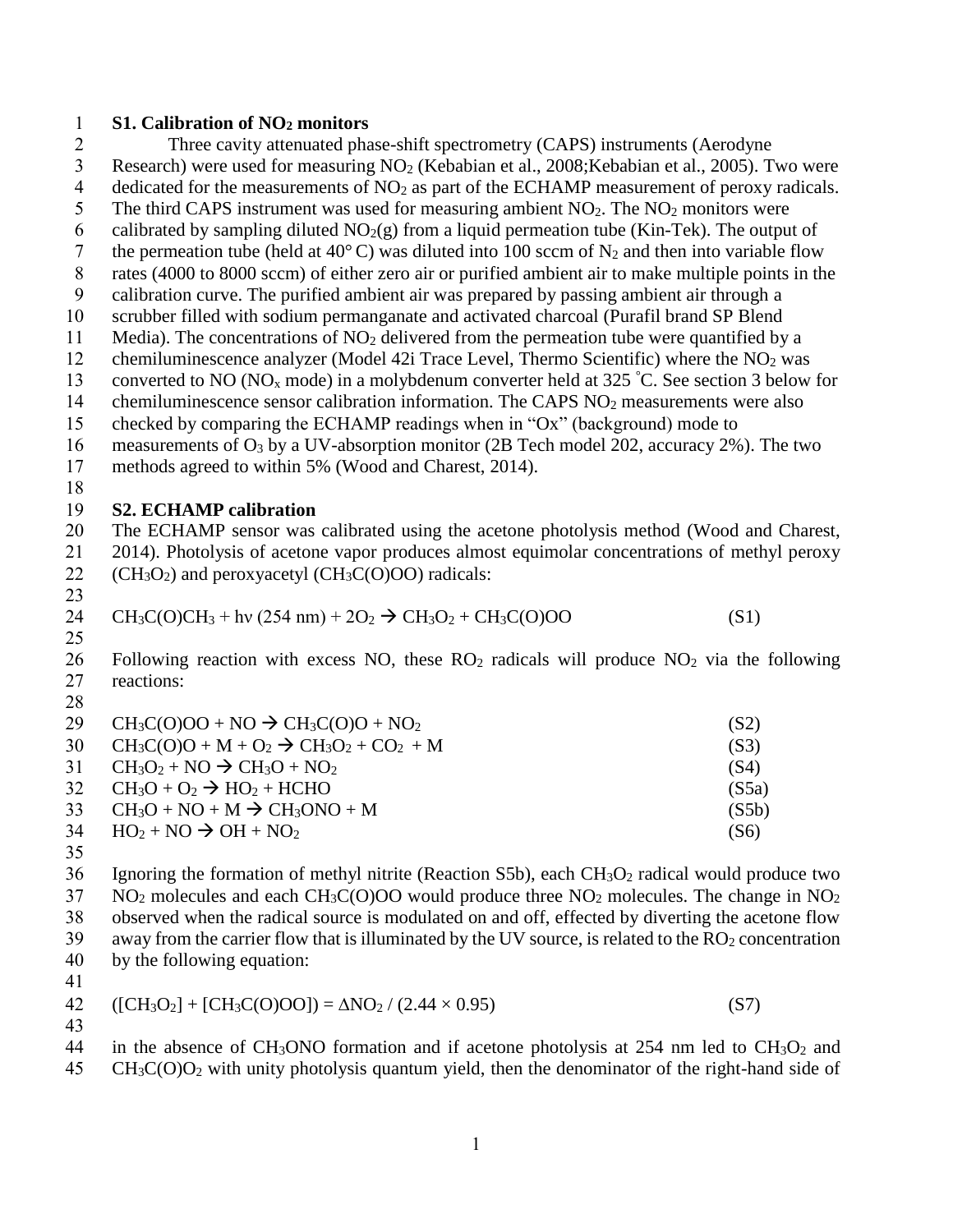## S1. Calibration of $NO_2$ monitors

Three cavity attenuated phase-shift spectrometry (CAPS) instruments (Aerodyne Research) were used for measuring $NO_2$ (Kebabian et al., 2008;Kebabian et al., 2005). Two were dedicated for the measurements of $NO_2$ as part of the ECHAMP measurement of peroxy radicals. The third CAPS instrument was used for measuring ambient $NO_2$. The $NO_2$ monitors were calibrated by sampling diluted $NO_2(g)$ from a liquid permeation tube (Kin-Tek). The output of the permeation tube (held at 40° C) was diluted into 100 sccm of $N_2$ and then into variable flow rates (4000 to 8000 sccm) of either zero air or purified ambient air to make multiple points in the calibration curve. The purified ambient air was prepared by passing ambient air through a scrubber filled with sodium permanganate and activated charcoal (Purafil brand SP Blend Media). The concentrations of $NO_2$ delivered from the permeation tube were quantified by a chemiluminescence analyzer (Model 42i Trace Level, Thermo Scientific) where the $NO_2$ was converted to NO ($NO_x$ mode) in a molybdenum converter held at 325 °C. See section 3 below for chemiluminescence sensor calibration information. The CAPS $NO_2$ measurements were also checked by comparing the ECHAMP readings when in "Ox" (background) mode to measurements of $O_3$ by a UV-absorption monitor (2B Tech model 202, accuracy 2%). The two methods agreed to within 5% (Wood and Charest, 2014).

## S2. ECHAMP calibration

The ECHAMP sensor was calibrated using the acetone photolysis method (Wood and Charest, 2014). Photolysis of acetone vapor produces almost equimolar concentrations of methyl peroxy ($CH_3O_2$) and peroxyacetyl ($CH_3C(O)OO$) radicals:

$$CH_3C(O)CH_3 + h\nu\ (254\ nm) + 2O_2 \rightarrow CH_3O_2 + CH_3C(O)OO \quad (S1)$$

Following reaction with excess NO, these $RO_2$ radicals will produce $NO_2$ via the following reactions:

$$CH_3C(O)OO + NO \rightarrow CH_3C(O)O + NO_2 \quad (S2)$$

$$CH_3C(O)O + M + O_2 \rightarrow CH_3O_2 + CO_2 + M \quad (S3)$$

$$CH_3O_2 + NO \rightarrow CH_3O + NO_2 \quad (S4)$$

$$CH_3O + O_2 \rightarrow HO_2 + HCHO \quad (S5a)$$

$$CH_3O + NO + M \rightarrow CH_3ONO + M \quad (S5b)$$

$$HO_2 + NO \rightarrow OH + NO_2 \quad (S6)$$

Ignoring the formation of methyl nitrite (Reaction S5b), each $CH_3O_2$ radical would produce two $NO_2$ molecules and each $CH_3C(O)OO$ would produce three $NO_2$ molecules. The change in $NO_2$ observed when the radical source is modulated on and off, effected by diverting the acetone flow away from the carrier flow that is illuminated by the UV source, is related to the $RO_2$ concentration by the following equation:

$$([CH_3O_2] + [CH_3C(O)OO]) = \Delta NO_2 / (2.44 \times 0.95) \quad (S7)$$

in the absence of $CH_3ONO$ formation and if acetone photolysis at 254 nm led to $CH_3O_2$ and $CH_3C(O)O_2$ with unity photolysis quantum yield, then the denominator of the right-hand side of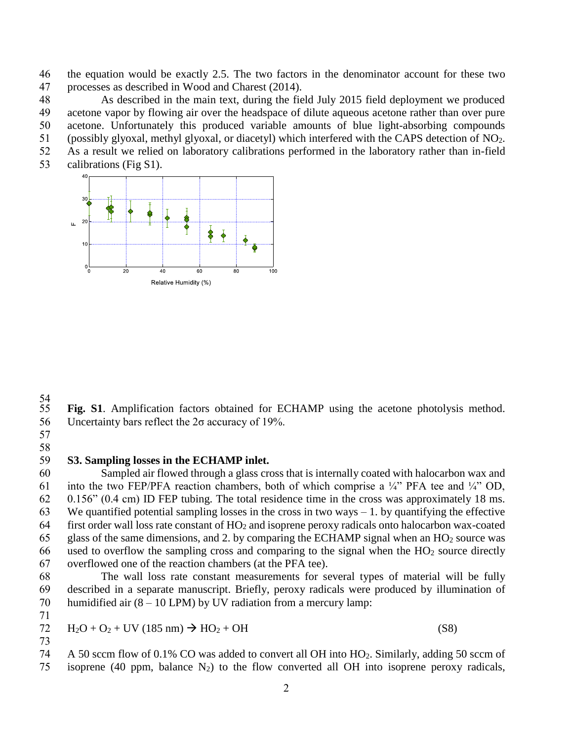the equation would be exactly 2.5. The two factors in the denominator account for these two processes as described in Wood and Charest (2014).

As described in the main text, during the field July 2015 field deployment we produced acetone vapor by flowing air over the headspace of dilute aqueous acetone rather than over pure acetone. Unfortunately this produced variable amounts of blue light-absorbing compounds (possibly glyoxal, methyl glyoxal, or diacetyl) which interfered with the CAPS detection of $NO_2$. As a result we relied on laboratory calibrations performed in the laboratory rather than in-field calibrations (Fig S1).

**Fig. S1**. Amplification factors obtained for ECHAMP using the acetone photolysis method. Uncertainty bars reflect the 2σ accuracy of 19%.

### S3. Sampling losses in the ECHAMP inlet.

Sampled air flowed through a glass cross that is internally coated with halocarbon wax and into the two FEP/PFA reaction chambers, both of which comprise a ¼" PFA tee and ¼" OD, 0.156" (0.4 cm) ID FEP tubing. The total residence time in the cross was approximately 18 ms. We quantified potential sampling losses in the cross in two ways – 1. by quantifying the effective first order wall loss rate constant of $HO_2$ and isoprene peroxy radicals onto halocarbon wax-coated glass of the same dimensions, and 2. by comparing the ECHAMP signal when an $HO_2$ source was used to overflow the sampling cross and comparing to the signal when the $HO_2$ source directly overflowed one of the reaction chambers (at the PFA tee).

The wall loss rate constant measurements for several types of material will be fully described in a separate manuscript. Briefly, peroxy radicals were produced by illumination of humidified air (8 – 10 LPM) by UV radiation from a mercury lamp:

$$H_2O + O_2 + UV\ (185\ nm) \rightarrow HO_2 + OH \qquad (S8)$$

A 50 sccm flow of 0.1% CO was added to convert all OH into $HO_2$. Similarly, adding 50 sccm of isoprene (40 ppm, balance $N_2$) to the flow converted all OH into isoprene peroxy radicals,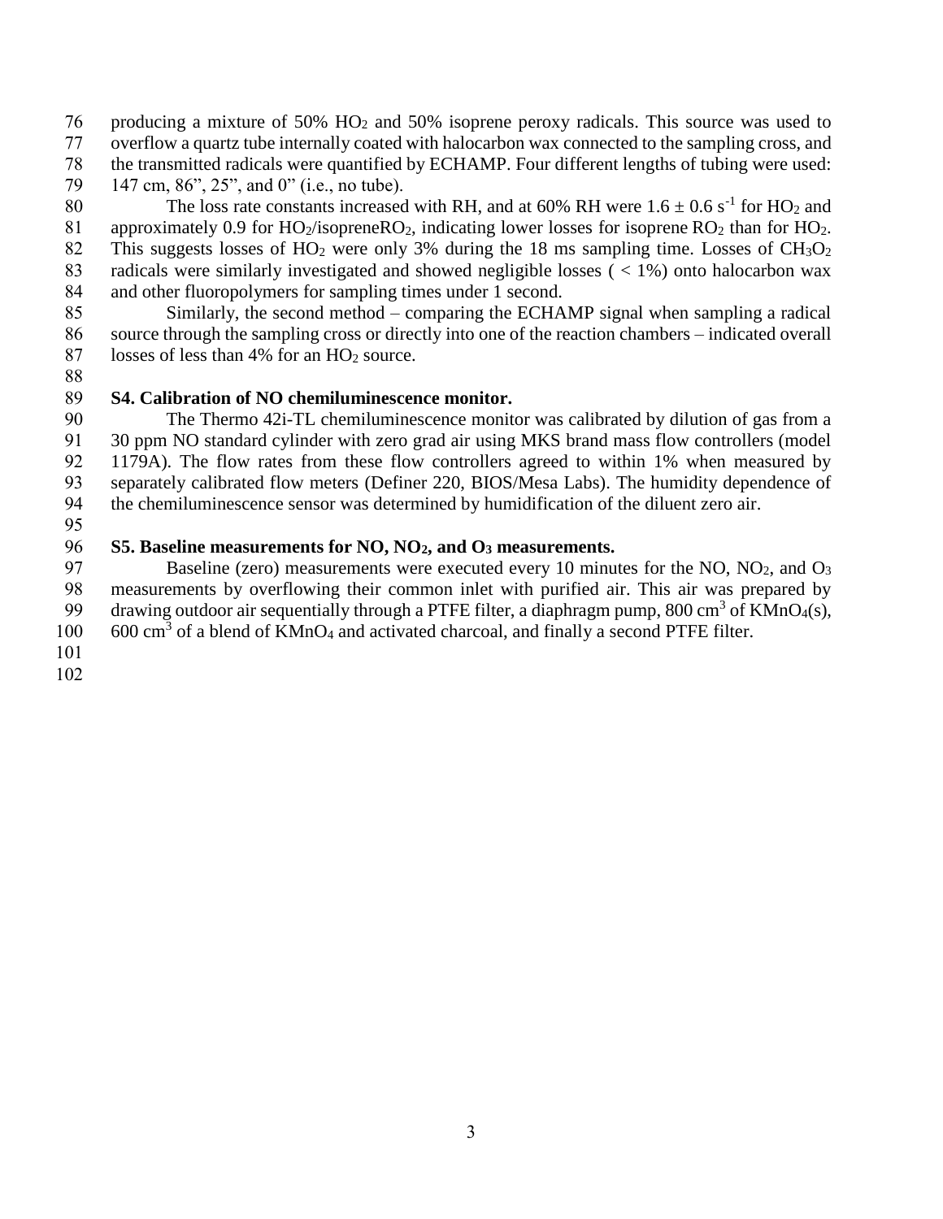producing a mixture of 50% $HO_2$ and 50% isoprene peroxy radicals. This source was used to overflow a quartz tube internally coated with halocarbon wax connected to the sampling cross, and the transmitted radicals were quantified by ECHAMP. Four different lengths of tubing were used: 147 cm, 86", 25", and 0" (i.e., no tube).

The loss rate constants increased with RH, and at 60% RH were $1.6 \pm 0.6$ $s^{-1}$ for $HO_2$ and approximately 0.9 for $HO_2$/isoprene$RO_2$, indicating lower losses for isoprene $RO_2$ than for $HO_2$. This suggests losses of $HO_2$ were only 3% during the 18 ms sampling time. Losses of $CH_3O_2$ radicals were similarly investigated and showed negligible losses ( < 1%) onto halocarbon wax and other fluoropolymers for sampling times under 1 second.

Similarly, the second method – comparing the ECHAMP signal when sampling a radical source through the sampling cross or directly into one of the reaction chambers – indicated overall losses of less than 4% for an $HO_2$ source.

## S4. Calibration of NO chemiluminescence monitor.

The Thermo 42i-TL chemiluminescence monitor was calibrated by dilution of gas from a 30 ppm NO standard cylinder with zero grad air using MKS brand mass flow controllers (model 1179A). The flow rates from these flow controllers agreed to within 1% when measured by separately calibrated flow meters (Definer 220, BIOS/Mesa Labs). The humidity dependence of the chemiluminescence sensor was determined by humidification of the diluent zero air.

## S5. Baseline measurements for NO, $NO_2$, and $O_3$ measurements.

Baseline (zero) measurements were executed every 10 minutes for the NO, $NO_2$, and $O_3$ measurements by overflowing their common inlet with purified air. This air was prepared by drawing outdoor air sequentially through a PTFE filter, a diaphragm pump, 800 $cm^3$ of $KMnO_4$(s), 600 $cm^3$ of a blend of $KMnO_4$ and activated charcoal, and finally a second PTFE filter.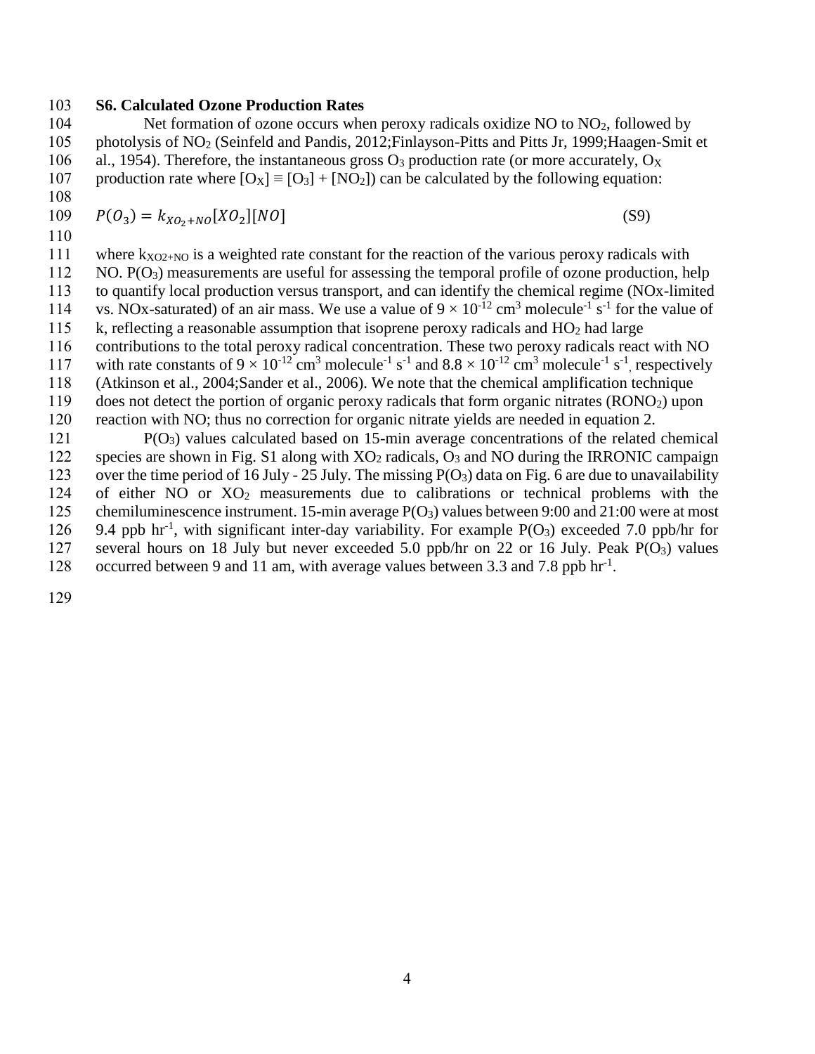### S6. Calculated Ozone Production Rates

Net formation of ozone occurs when peroxy radicals oxidize NO to $NO_2$, followed by photolysis of $NO_2$ (Seinfeld and Pandis, 2012;Finlayson-Pitts and Pitts Jr, 1999;Haagen-Smit et al., 1954). Therefore, the instantaneous gross $O_3$ production rate (or more accurately, $O_X$ production rate where $[O_X] \equiv [O_3] + [NO_2]$) can be calculated by the following equation:

$$P(O_3) = k_{XO_2+NO}[XO_2][NO] \quad \text{(S9)}$$

where $k_{XO2+NO}$ is a weighted rate constant for the reaction of the various peroxy radicals with NO. $P(O_3)$ measurements are useful for assessing the temporal profile of ozone production, help to quantify local production versus transport, and can identify the chemical regime (NOx-limited vs. NOx-saturated) of an air mass. We use a value of $9 \times 10^{-12}$ cm$^3$ molecule$^{-1}$ s$^{-1}$ for the value of k, reflecting a reasonable assumption that isoprene peroxy radicals and $HO_2$ had large contributions to the total peroxy radical concentration. These two peroxy radicals react with NO with rate constants of $9 \times 10^{-12}$ cm$^3$ molecule$^{-1}$ s$^{-1}$ and $8.8 \times 10^{-12}$ cm$^3$ molecule$^{-1}$ s$^{-1}$, respectively (Atkinson et al., 2004;Sander et al., 2006). We note that the chemical amplification technique does not detect the portion of organic peroxy radicals that form organic nitrates ($RONO_2$) upon reaction with NO; thus no correction for organic nitrate yields are needed in equation 2.

$P(O_3)$ values calculated based on 15-min average concentrations of the related chemical species are shown in Fig. S1 along with $XO_2$ radicals, $O_3$ and NO during the IRRONIC campaign over the time period of 16 July - 25 July. The missing $P(O_3)$ data on Fig. 6 are due to unavailability of either NO or $XO_2$ measurements due to calibrations or technical problems with the chemiluminescence instrument. 15-min average $P(O_3)$ values between 9:00 and 21:00 were at most 9.4 ppb hr$^{-1}$, with significant inter-day variability. For example $P(O_3)$ exceeded 7.0 ppb/hr for several hours on 18 July but never exceeded 5.0 ppb/hr on 22 or 16 July. Peak $P(O_3)$ values occurred between 9 and 11 am, with average values between 3.3 and 7.8 ppb hr$^{-1}$.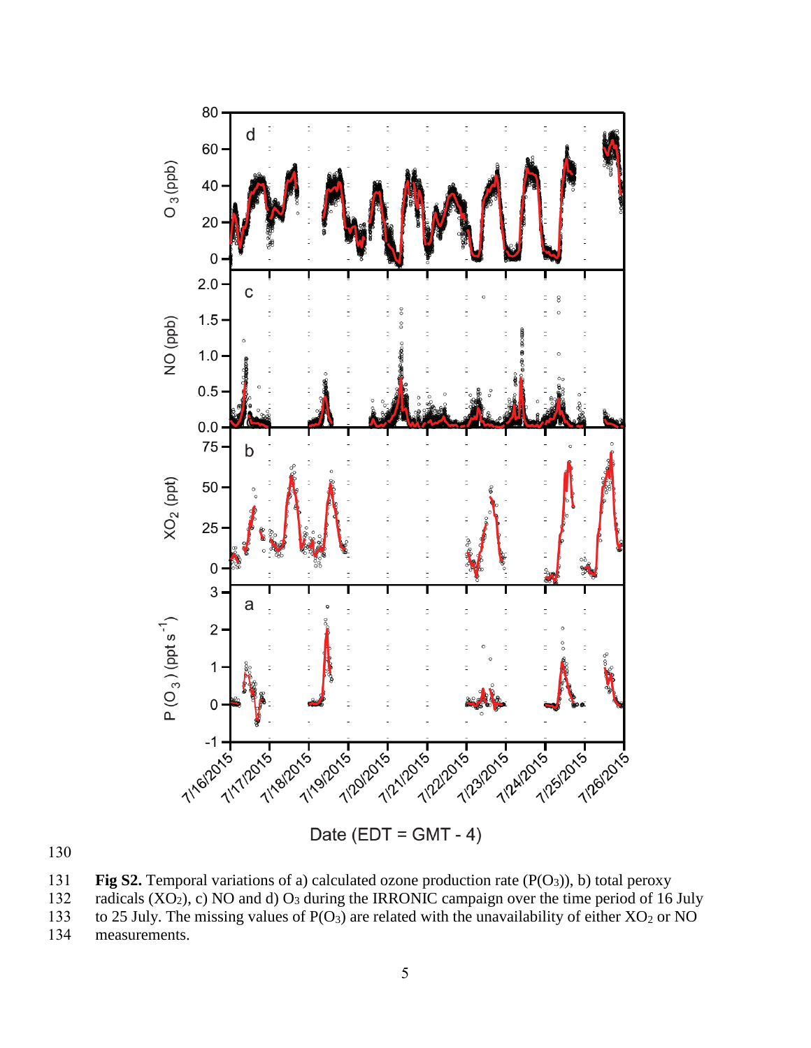**Fig S2.** Temporal variations of a) calculated ozone production rate ($P(O_3)$), b) total peroxy radicals ($XO_2$), c) NO and d) $O_3$ during the IRRONIC campaign over the time period of 16 July to 25 July. The missing values of $P(O_3)$ are related with the unavailability of either $XO_2$ or NO measurements.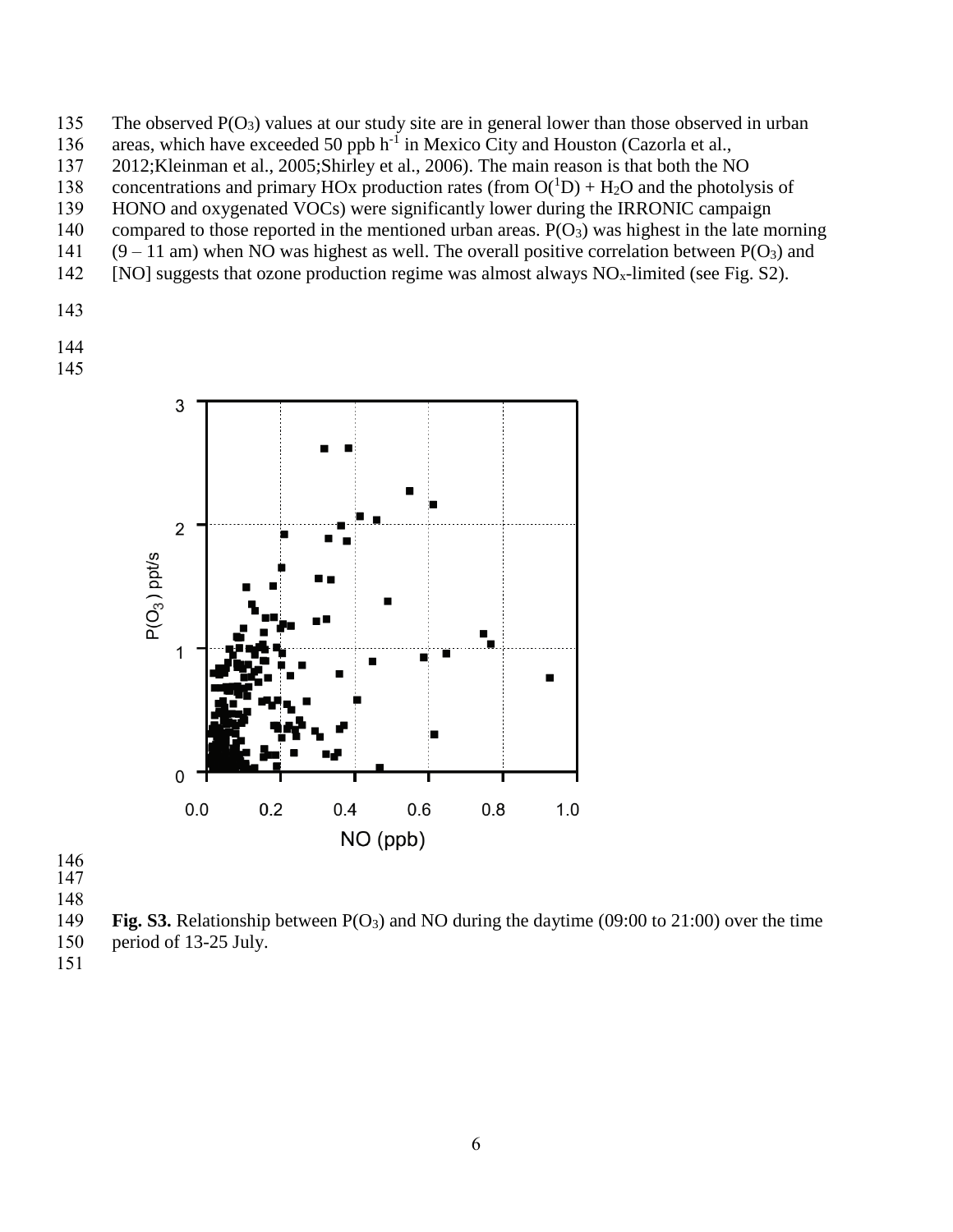The observed $P(O_3)$ values at our study site are in general lower than those observed in urban areas, which have exceeded 50 ppb $h^{-1}$ in Mexico City and Houston (Cazorla et al., 2012;Kleinman et al., 2005;Shirley et al., 2006). The main reason is that both the NO concentrations and primary HOx production rates (from $O(^1D) + H_2O$ and the photolysis of HONO and oxygenated VOCs) were significantly lower during the IRRONIC campaign compared to those reported in the mentioned urban areas. $P(O_3)$ was highest in the late morning (9 – 11 am) when NO was highest as well. The overall positive correlation between $P(O_3)$ and [NO] suggests that ozone production regime was almost always $NO_x$-limited (see Fig. S2).

**Fig. S3.** Relationship between $P(O_3)$ and NO during the daytime (09:00 to 21:00) over the time period of 13-25 July.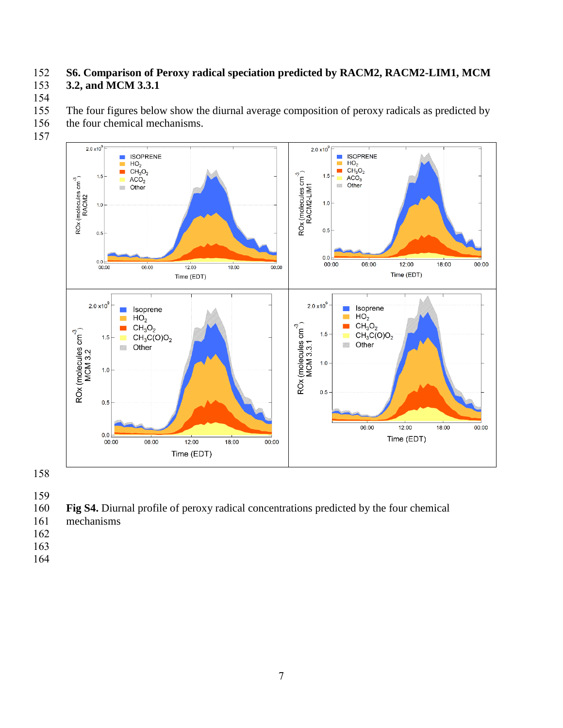**S6. Comparison of Peroxy radical speciation predicted by RACM2, RACM2-LIM1, MCM 3.2, and MCM 3.3.1**

The four figures below show the diurnal average composition of peroxy radicals as predicted by the four chemical mechanisms.

**Fig S4.** Diurnal profile of peroxy radical concentrations predicted by the four chemical mechanisms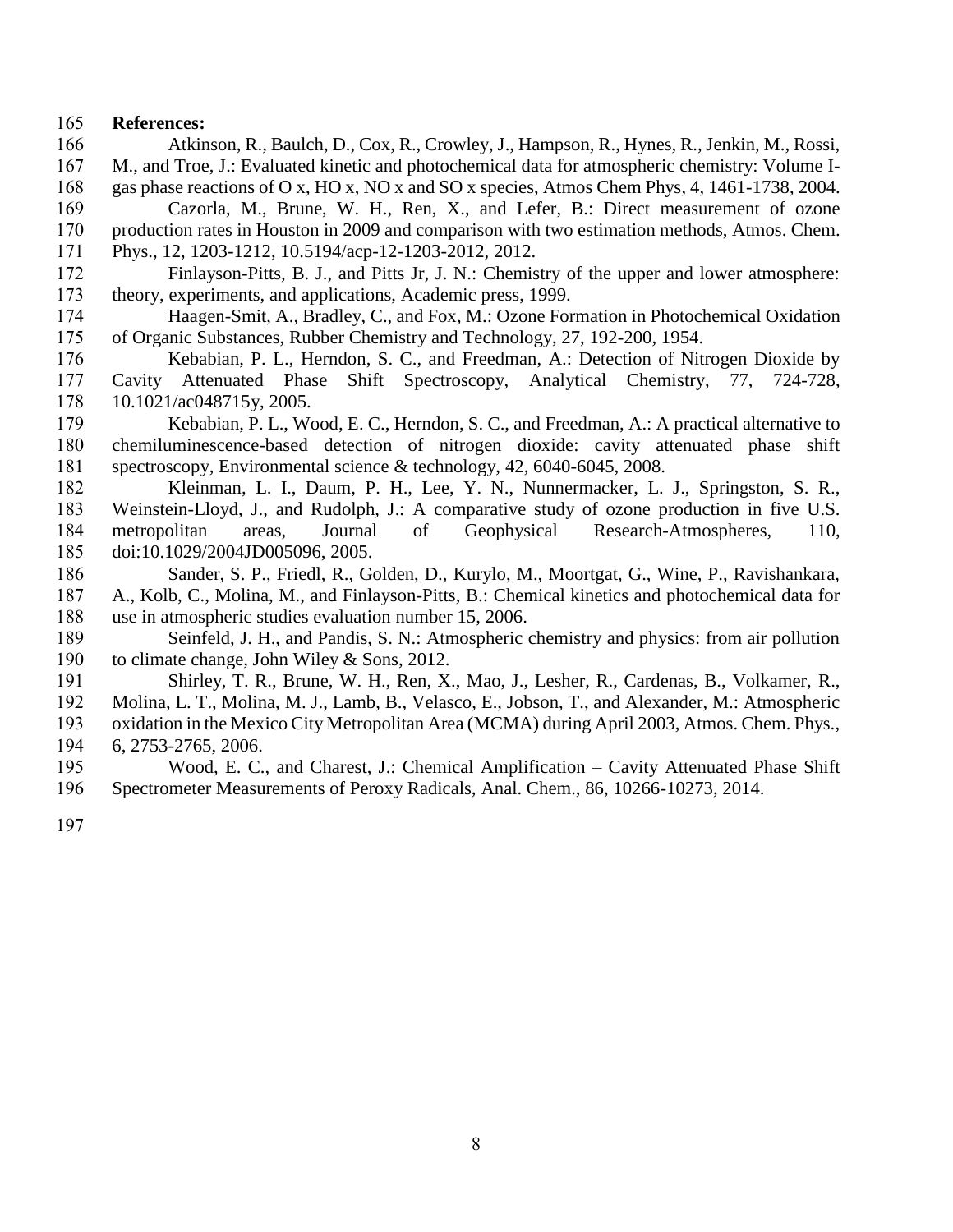**References:**

Atkinson, R., Baulch, D., Cox, R., Crowley, J., Hampson, R., Hynes, R., Jenkin, M., Rossi, M., and Troe, J.: Evaluated kinetic and photochemical data for atmospheric chemistry: Volume I-gas phase reactions of O x, HO x, NO x and SO x species, Atmos Chem Phys, 4, 1461-1738, 2004.

Cazorla, M., Brune, W. H., Ren, X., and Lefer, B.: Direct measurement of ozone production rates in Houston in 2009 and comparison with two estimation methods, Atmos. Chem. Phys., 12, 1203-1212, 10.5194/acp-12-1203-2012, 2012.

Finlayson-Pitts, B. J., and Pitts Jr, J. N.: Chemistry of the upper and lower atmosphere: theory, experiments, and applications, Academic press, 1999.

Haagen-Smit, A., Bradley, C., and Fox, M.: Ozone Formation in Photochemical Oxidation of Organic Substances, Rubber Chemistry and Technology, 27, 192-200, 1954.

Kebabian, P. L., Herndon, S. C., and Freedman, A.: Detection of Nitrogen Dioxide by Cavity Attenuated Phase Shift Spectroscopy, Analytical Chemistry, 77, 724-728, 10.1021/ac048715y, 2005.

Kebabian, P. L., Wood, E. C., Herndon, S. C., and Freedman, A.: A practical alternative to chemiluminescence-based detection of nitrogen dioxide: cavity attenuated phase shift spectroscopy, Environmental science & technology, 42, 6040-6045, 2008.

Kleinman, L. I., Daum, P. H., Lee, Y. N., Nunnermacker, L. J., Springston, S. R., Weinstein-Lloyd, J., and Rudolph, J.: A comparative study of ozone production in five U.S. metropolitan areas, Journal of Geophysical Research-Atmospheres, 110, doi:10.1029/2004JD005096, 2005.

Sander, S. P., Friedl, R., Golden, D., Kurylo, M., Moortgat, G., Wine, P., Ravishankara, A., Kolb, C., Molina, M., and Finlayson-Pitts, B.: Chemical kinetics and photochemical data for use in atmospheric studies evaluation number 15, 2006.

Seinfeld, J. H., and Pandis, S. N.: Atmospheric chemistry and physics: from air pollution to climate change, John Wiley & Sons, 2012.

Shirley, T. R., Brune, W. H., Ren, X., Mao, J., Lesher, R., Cardenas, B., Volkamer, R., Molina, L. T., Molina, M. J., Lamb, B., Velasco, E., Jobson, T., and Alexander, M.: Atmospheric oxidation in the Mexico City Metropolitan Area (MCMA) during April 2003, Atmos. Chem. Phys., 6, 2753-2765, 2006.

Wood, E. C., and Charest, J.: Chemical Amplification – Cavity Attenuated Phase Shift Spectrometer Measurements of Peroxy Radicals, Anal. Chem., 86, 10266-10273, 2014.